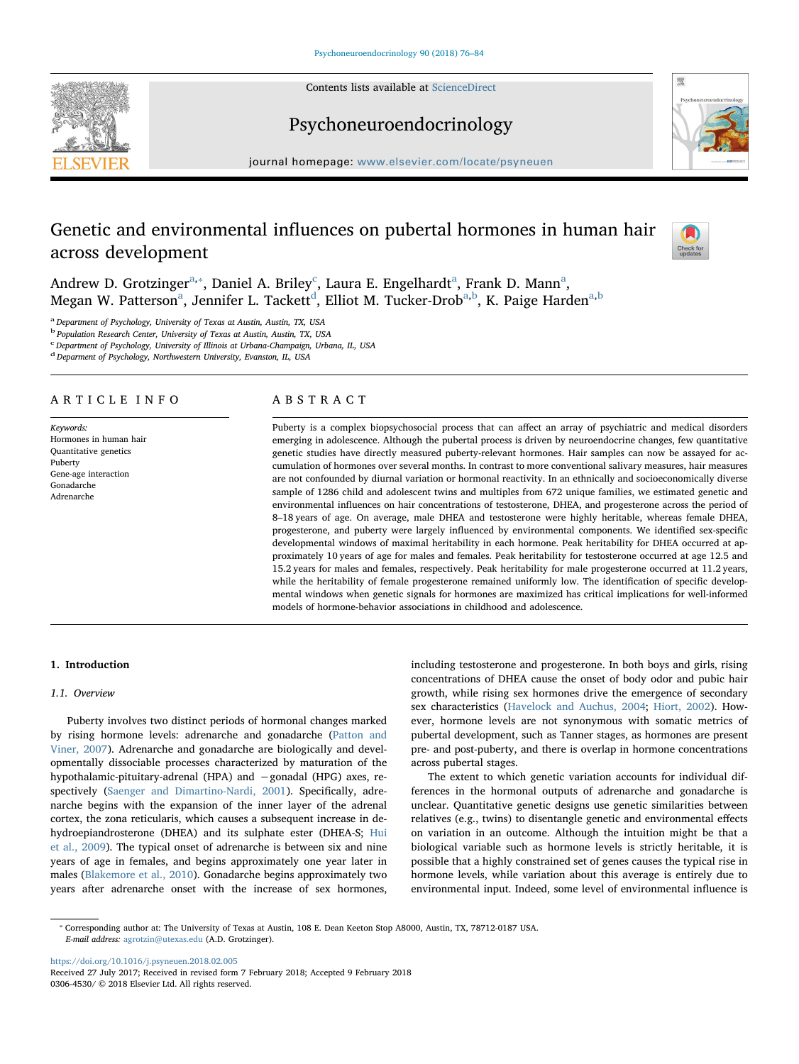# Genetic and environmental influences on pubertal hormones in human hair across development

Andrew D. Grotzinger[a,*], Daniel A. Briley[c], Laura E. Engelhardt[a], Frank D. Mann[a], Megan W. Patterson[a], Jennifer L. Tackett[d], Elliot M. Tucker-Drob[a,b], K. Paige Harden[a,b]

[a] Department of Psychology, University of Texas at Austin, Austin, TX, USA
[b] Population Research Center, University of Texas at Austin, Austin, TX, USA
[c] Department of Psychology, University of Illinois at Urbana-Champaign, Urbana, IL, USA
[d] Department of Psychology, Northwestern University, Evanston, IL, USA

## ARTICLE INFO

*Keywords:*
Hormones in human hair
Quantitative genetics
Puberty
Gene-age interaction
Gonadarche
Adrenarche

## ABSTRACT

Puberty is a complex biopsychosocial process that can affect an array of psychiatric and medical disorders emerging in adolescence. Although the pubertal process is driven by neuroendocrine changes, few quantitative genetic studies have directly measured puberty-relevant hormones. Hair samples can now be assayed for accumulation of hormones over several months. In contrast to more conventional salivary measures, hair measures are not confounded by diurnal variation or hormonal reactivity. In an ethnically and socioeconomically diverse sample of 1286 child and adolescent twins and multiples from 672 unique families, we estimated genetic and environmental influences on hair concentrations of testosterone, DHEA, and progesterone across the period of 8–18 years of age. On average, male DHEA and testosterone were highly heritable, whereas female DHEA, progesterone, and puberty were largely influenced by environmental components. We identified sex-specific developmental windows of maximal heritability in each hormone. Peak heritability for DHEA occurred at approximately 10 years of age for males and females. Peak heritability for testosterone occurred at age 12.5 and 15.2 years for males and females, respectively. Peak heritability for male progesterone occurred at 11.2 years, while the heritability of female progesterone remained uniformly low. The identification of specific developmental windows when genetic signals for hormones are maximized has critical implications for well-informed models of hormone-behavior associations in childhood and adolescence.

## 1. Introduction

### 1.1. Overview

Puberty involves two distinct periods of hormonal changes marked by rising hormone levels: adrenarche and gonadarche (Patton and Viner, 2007). Adrenarche and gonadarche are biologically and developmentally dissociable processes characterized by maturation of the hypothalamic-pituitary-adrenal (HPA) and −gonadal (HPG) axes, respectively (Saenger and Dimartino-Nardi, 2001). Specifically, adrenarche begins with the expansion of the inner layer of the adrenal cortex, the zona reticularis, which causes a subsequent increase in dehydroepiandrosterone (DHEA) and its sulphate ester (DHEA-S; Hui et al., 2009). The typical onset of adrenarche is between six and nine years of age in females, and begins approximately one year later in males (Blakemore et al., 2010). Gonadarche begins approximately two years after adrenarche onset with the increase of sex hormones, including testosterone and progesterone. In both boys and girls, rising concentrations of DHEA cause the onset of body odor and pubic hair growth, while rising sex hormones drive the emergence of secondary sex characteristics (Havelock and Auchus, 2004; Hiort, 2002). However, hormone levels are not synonymous with somatic metrics of pubertal development, such as Tanner stages, as hormones are present pre- and post-puberty, and there is overlap in hormone concentrations across pubertal stages.

The extent to which genetic variation accounts for individual differences in the hormonal outputs of adrenarche and gonadarche is unclear. Quantitative genetic designs use genetic similarities between relatives (e.g., twins) to disentangle genetic and environmental effects on variation in an outcome. Although the intuition might be that a biological variable such as hormone levels is strictly heritable, it is possible that a highly constrained set of genes causes the typical rise in hormone levels, while variation about this average is entirely due to environmental input. Indeed, some level of environmental influence is

* Corresponding author at: The University of Texas at Austin, 108 E. Dean Keeton Stop A8000, Austin, TX, 78712-0187 USA.
*E-mail address:* agrotzin@utexas.edu (A.D. Grotzinger).

https://doi.org/10.1016/j.psyneuen.2018.02.005
Received 27 July 2017; Received in revised form 7 February 2018; Accepted 9 February 2018
0306-4530/ © 2018 Elsevier Ltd. All rights reserved.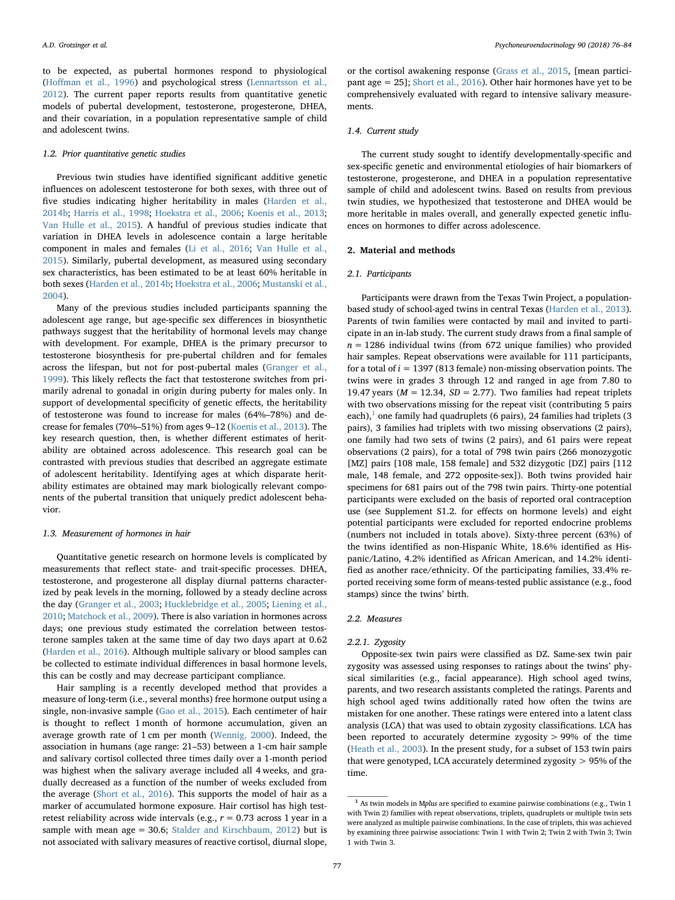to be expected, as pubertal hormones respond to physiological (Hoffman et al., 1996) and psychological stress (Lennartsson et al., 2012). The current paper reports results from quantitative genetic models of pubertal development, testosterone, progesterone, DHEA, and their covariation, in a population representative sample of child and adolescent twins.

### 1.2. Prior quantitative genetic studies

Previous twin studies have identified significant additive genetic influences on adolescent testosterone for both sexes, with three out of five studies indicating higher heritability in males (Harden et al., 2014b; Harris et al., 1998; Hoekstra et al., 2006; Koenis et al., 2013; Van Hulle et al., 2015). A handful of previous studies indicate that variation in DHEA levels in adolescence contain a large heritable component in males and females (Li et al., 2016; Van Hulle et al., 2015). Similarly, pubertal development, as measured using secondary sex characteristics, has been estimated to be at least 60% heritable in both sexes (Harden et al., 2014b; Hoekstra et al., 2006; Mustanski et al., 2004).

Many of the previous studies included participants spanning the adolescent age range, but age-specific sex differences in biosynthetic pathways suggest that the heritability of hormonal levels may change with development. For example, DHEA is the primary precursor to testosterone biosynthesis for pre-pubertal children and for females across the lifespan, but not for post-pubertal males (Granger et al., 1999). This likely reflects the fact that testosterone switches from primarily adrenal to gonadal in origin during puberty for males only. In support of developmental specificity of genetic effects, the heritability of testosterone was found to increase for males (64%–78%) and decrease for females (70%–51%) from ages 9–12 (Koenis et al., 2013). The key research question, then, is whether different estimates of heritability are obtained across adolescence. This research goal can be contrasted with previous studies that described an aggregate estimate of adolescent heritability. Identifying ages at which disparate heritability estimates are obtained may mark biologically relevant components of the pubertal transition that uniquely predict adolescent behavior.

### 1.3. Measurement of hormones in hair

Quantitative genetic research on hormone levels is complicated by measurements that reflect state- and trait-specific processes. DHEA, testosterone, and progesterone all display diurnal patterns characterized by peak levels in the morning, followed by a steady decline across the day (Granger et al., 2003; Hucklebridge et al., 2005; Liening et al., 2010; Matchock et al., 2009). There is also variation in hormones across days; one previous study estimated the correlation between testosterone samples taken at the same time of day two days apart at 0.62 (Harden et al., 2016). Although multiple salivary or blood samples can be collected to estimate individual differences in basal hormone levels, this can be costly and may decrease participant compliance.

Hair sampling is a recently developed method that provides a measure of long-term (i.e., several months) free hormone output using a single, non-invasive sample (Gao et al., 2015). Each centimeter of hair is thought to reflect 1 month of hormone accumulation, given an average growth rate of 1 cm per month (Wennig, 2000). Indeed, the association in humans (age range: 21–53) between a 1-cm hair sample and salivary cortisol collected three times daily over a 1-month period was highest when the salivary average included all 4 weeks, and gradually decreased as a function of the number of weeks excluded from the average (Short et al., 2016). This supports the model of hair as a marker of accumulated hormone exposure. Hair cortisol has high test-retest reliability across wide intervals (e.g., $r = 0.73$ across 1 year in a sample with mean age = 30.6; Stalder and Kirschbaum, 2012) but is not associated with salivary measures of reactive cortisol, diurnal slope, or the cortisol awakening response (Grass et al., 2015, [mean participant age = 25]; Short et al., 2016). Other hair hormones have yet to be comprehensively evaluated with regard to intensive salivary measurements.

### 1.4. Current study

The current study sought to identify developmentally-specific and sex-specific genetic and environmental etiologies of hair biomarkers of testosterone, progesterone, and DHEA in a population representative sample of child and adolescent twins. Based on results from previous twin studies, we hypothesized that testosterone and DHEA would be more heritable in males overall, and generally expected genetic influences on hormones to differ across adolescence.

## 2. Material and methods

### 2.1. Participants

Participants were drawn from the Texas Twin Project, a population-based study of school-aged twins in central Texas (Harden et al., 2013). Parents of twin families were contacted by mail and invited to participate in an in-lab study. The current study draws from a final sample of $n = 1286$ individual twins (from 672 unique families) who provided hair samples. Repeat observations were available for 111 participants, for a total of $i = 1397$ (813 female) non-missing observation points. The twins were in grades 3 through 12 and ranged in age from 7.80 to 19.47 years ($M = 12.34$, $SD = 2.77$). Two families had repeat triplets with two observations missing for the repeat visit (contributing 5 pairs each),[1] one family had quadruplets (6 pairs), 24 families had triplets (3 pairs), 3 families had triplets with two missing observations (2 pairs), one family had two sets of twins (2 pairs), and 61 pairs were repeat observations (2 pairs), for a total of 798 twin pairs (266 monozygotic [MZ] pairs [108 male, 158 female] and 532 dizygotic [DZ] pairs [112 male, 148 female, and 272 opposite-sex]). Both twins provided hair specimens for 681 pairs out of the 798 twin pairs. Thirty-one potential participants were excluded on the basis of reported oral contraception use (see Supplement S1.2. for effects on hormone levels) and eight potential participants were excluded for reported endocrine problems (numbers not included in totals above). Sixty-three percent (63%) of the twins identified as non-Hispanic White, 18.6% identified as Hispanic/Latino, 4.2% identified as African American, and 14.2% identified as another race/ethnicity. Of the participating families, 33.4% reported receiving some form of means-tested public assistance (e.g., food stamps) since the twins' birth.

### 2.2. Measures

#### 2.2.1. Zygosity

Opposite-sex twin pairs were classified as DZ. Same-sex twin pair zygosity was assessed using responses to ratings about the twins' physical similarities (e.g., facial appearance). High school aged twins, parents, and two research assistants completed the ratings. Parents and high school aged twins additionally rated how often the twins are mistaken for one another. These ratings were entered into a latent class analysis (LCA) that was used to obtain zygosity classifications. LCA has been reported to accurately determine zygosity > 99% of the time (Heath et al., 2003). In the present study, for a subset of 153 twin pairs that were genotyped, LCA accurately determined zygosity > 95% of the time.

---

[1] As twin models in *Mplus* are specified to examine pairwise combinations (e.g., Twin 1 with Twin 2) families with repeat observations, triplets, quadruplets or multiple twin sets were analyzed as multiple pairwise combinations. In the case of triplets, this was achieved by examining three pairwise associations: Twin 1 with Twin 2; Twin 2 with Twin 3; Twin 1 with Twin 3.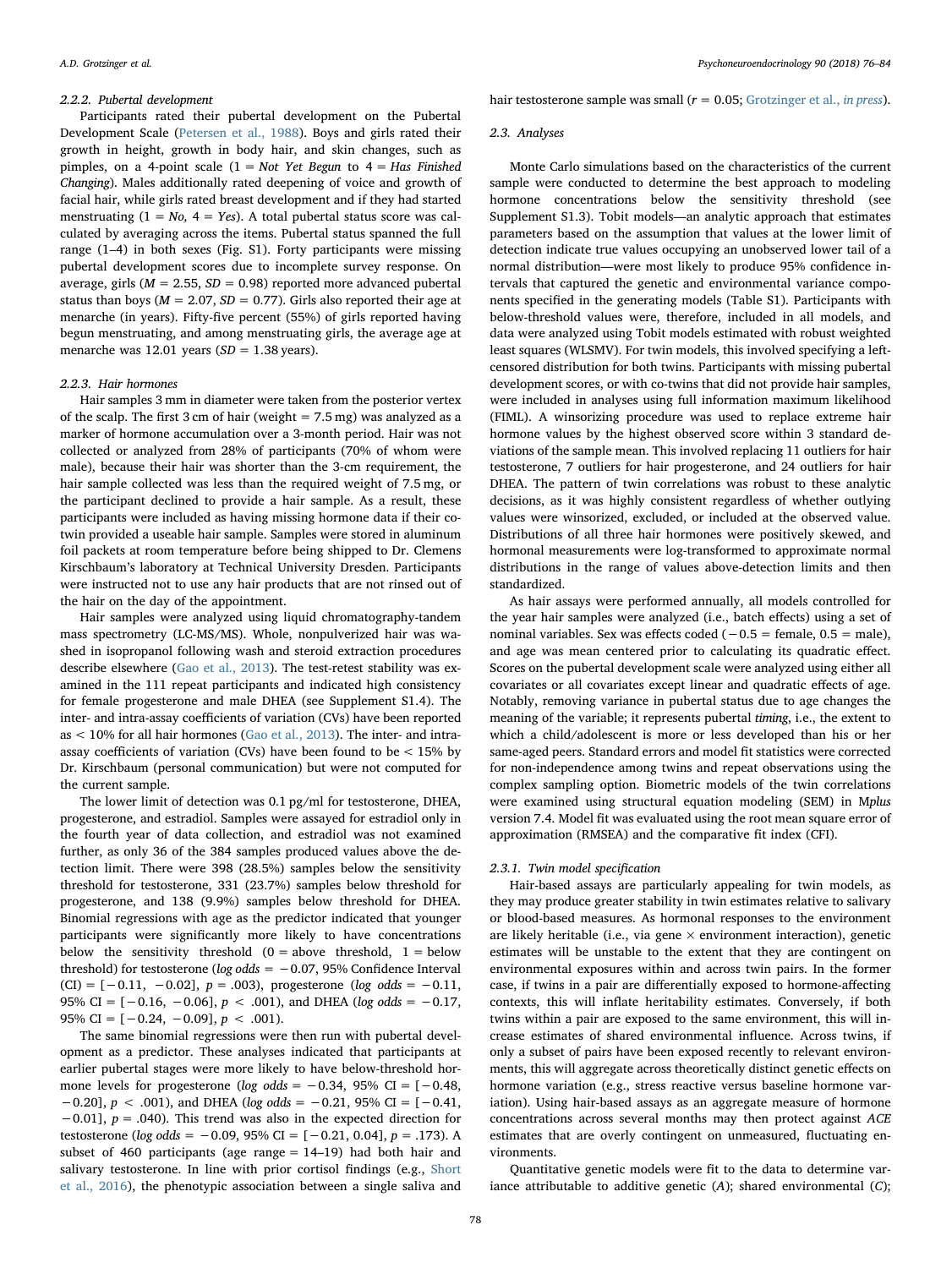#### 2.2.2. Pubertal development

Participants rated their pubertal development on the Pubertal Development Scale (Petersen et al., 1988). Boys and girls rated their growth in height, growth in body hair, and skin changes, such as pimples, on a 4-point scale (1 = *Not Yet Begun* to 4 = *Has Finished Changing*). Males additionally rated deepening of voice and growth of facial hair, while girls rated breast development and if they had started menstruating (1 = *No*, 4 = *Yes*). A total pubertal status score was calculated by averaging across the items. Pubertal status spanned the full range (1–4) in both sexes (Fig. S1). Forty participants were missing pubertal development scores due to incomplete survey response. On average, girls ($M = 2.55$, $SD = 0.98$) reported more advanced pubertal status than boys ($M = 2.07$, $SD = 0.77$). Girls also reported their age at menarche (in years). Fifty-five percent (55%) of girls reported having begun menstruating, and among menstruating girls, the average age at menarche was 12.01 years ($SD = 1.38$ years).

#### 2.2.3. Hair hormones

Hair samples 3 mm in diameter were taken from the posterior vertex of the scalp. The first 3 cm of hair (weight = 7.5 mg) was analyzed as a marker of hormone accumulation over a 3-month period. Hair was not collected or analyzed from 28% of participants (70% of whom were male), because their hair was shorter than the 3-cm requirement, the hair sample collected was less than the required weight of 7.5 mg, or the participant declined to provide a hair sample. As a result, these participants were included as having missing hormone data if their co-twin provided a useable hair sample. Samples were stored in aluminum foil packets at room temperature before being shipped to Dr. Clemens Kirschbaum's laboratory at Technical University Dresden. Participants were instructed not to use any hair products that are not rinsed out of the hair on the day of the appointment.

Hair samples were analyzed using liquid chromatography-tandem mass spectrometry (LC-MS/MS). Whole, nonpulverized hair was washed in isopropanol following wash and steroid extraction procedures describe elsewhere (Gao et al., 2013). The test-retest stability was examined in the 111 repeat participants and indicated high consistency for female progesterone and male DHEA (see Supplement S1.4). The inter- and intra-assay coefficients of variation (CVs) have been reported as < 10% for all hair hormones (Gao et al., 2013). The inter- and intra-assay coefficients of variation (CVs) have been found to be < 15% by Dr. Kirschbaum (personal communication) but were not computed for the current sample.

The lower limit of detection was 0.1 pg/ml for testosterone, DHEA, progesterone, and estradiol. Samples were assayed for estradiol only in the fourth year of data collection, and estradiol was not examined further, as only 36 of the 384 samples produced values above the detection limit. There were 398 (28.5%) samples below the sensitivity threshold for testosterone, 331 (23.7%) samples below threshold for progesterone, and 138 (9.9%) samples below threshold for DHEA. Binomial regressions with age as the predictor indicated that younger participants were significantly more likely to have concentrations below the sensitivity threshold (0 = above threshold, 1 = below threshold) for testosterone (*log odds* = −0.07, 95% Confidence Interval (CI) = [−0.11, −0.02], $p = .003$), progesterone (*log odds* = −0.11, 95% CI = [−0.16, −0.06], $p < .001$), and DHEA (*log odds* = −0.17, 95% CI = [−0.24, −0.09], $p < .001$).

The same binomial regressions were then run with pubertal development as a predictor. These analyses indicated that participants at earlier pubertal stages were more likely to have below-threshold hormone levels for progesterone (*log odds* = −0.34, 95% CI = [−0.48, −0.20], $p < .001$), and DHEA (*log odds* = −0.21, 95% CI = [−0.41, −0.01], $p = .040$). This trend was also in the expected direction for testosterone (*log odds* = −0.09, 95% CI = [−0.21, 0.04], $p = .173$). A subset of 460 participants (age range = 14–19) had both hair and salivary testosterone. In line with prior cortisol findings (e.g., Short et al., 2016), the phenotypic association between a single saliva and hair testosterone sample was small ($r = 0.05$; Grotzinger et al., *in press*).

### 2.3. Analyses

Monte Carlo simulations based on the characteristics of the current sample were conducted to determine the best approach to modeling hormone concentrations below the sensitivity threshold (see Supplement S1.3). Tobit models—an analytic approach that estimates parameters based on the assumption that values at the lower limit of detection indicate true values occupying an unobserved lower tail of a normal distribution—were most likely to produce 95% confidence intervals that captured the genetic and environmental variance components specified in the generating models (Table S1). Participants with below-threshold values were, therefore, included in all models, and data were analyzed using Tobit models estimated with robust weighted least squares (WLSMV). For twin models, this involved specifying a left-censored distribution for both twins. Participants with missing pubertal development scores, or with co-twins that did not provide hair samples, were included in analyses using full information maximum likelihood (FIML). A winsorizing procedure was used to replace extreme hair hormone values by the highest observed score within 3 standard deviations of the sample mean. This involved replacing 11 outliers for hair testosterone, 7 outliers for hair progesterone, and 24 outliers for hair DHEA. The pattern of twin correlations was robust to these analytic decisions, as it was highly consistent regardless of whether outlying values were winsorized, excluded, or included at the observed value. Distributions of all three hair hormones were positively skewed, and hormonal measurements were log-transformed to approximate normal distributions in the range of values above-detection limits and then standardized.

As hair assays were performed annually, all models controlled for the year hair samples were analyzed (i.e., batch effects) using a set of nominal variables. Sex was effects coded (−0.5 = female, 0.5 = male), and age was mean centered prior to calculating its quadratic effect. Scores on the pubertal development scale were analyzed using either all covariates or all covariates except linear and quadratic effects of age. Notably, removing variance in pubertal status due to age changes the meaning of the variable; it represents pubertal *timing*, i.e., the extent to which a child/adolescent is more or less developed than his or her same-aged peers. Standard errors and model fit statistics were corrected for non-independence among twins and repeat observations using the complex sampling option. Biometric models of the twin correlations were examined using structural equation modeling (SEM) in M*plus* version 7.4. Model fit was evaluated using the root mean square error of approximation (RMSEA) and the comparative fit index (CFI).

#### 2.3.1. Twin model specification

Hair-based assays are particularly appealing for twin models, as they may produce greater stability in twin estimates relative to salivary or blood-based measures. As hormonal responses to the environment are likely heritable (i.e., via gene × environment interaction), genetic estimates will be unstable to the extent that they are contingent on environmental exposures within and across twin pairs. In the former case, if twins in a pair are differentially exposed to hormone-affecting contexts, this will inflate heritability estimates. Conversely, if both twins within a pair are exposed to the same environment, this will increase estimates of shared environmental influence. Across twins, if only a subset of pairs have been exposed recently to relevant environments, this will aggregate across theoretically distinct genetic effects on hormone variation (e.g., stress reactive versus baseline hormone variation). Using hair-based assays as an aggregate measure of hormone concentrations across several months may then protect against *ACE* estimates that are overly contingent on unmeasured, fluctuating environments.

Quantitative genetic models were fit to the data to determine variance attributable to additive genetic (*A*); shared environmental (*C*);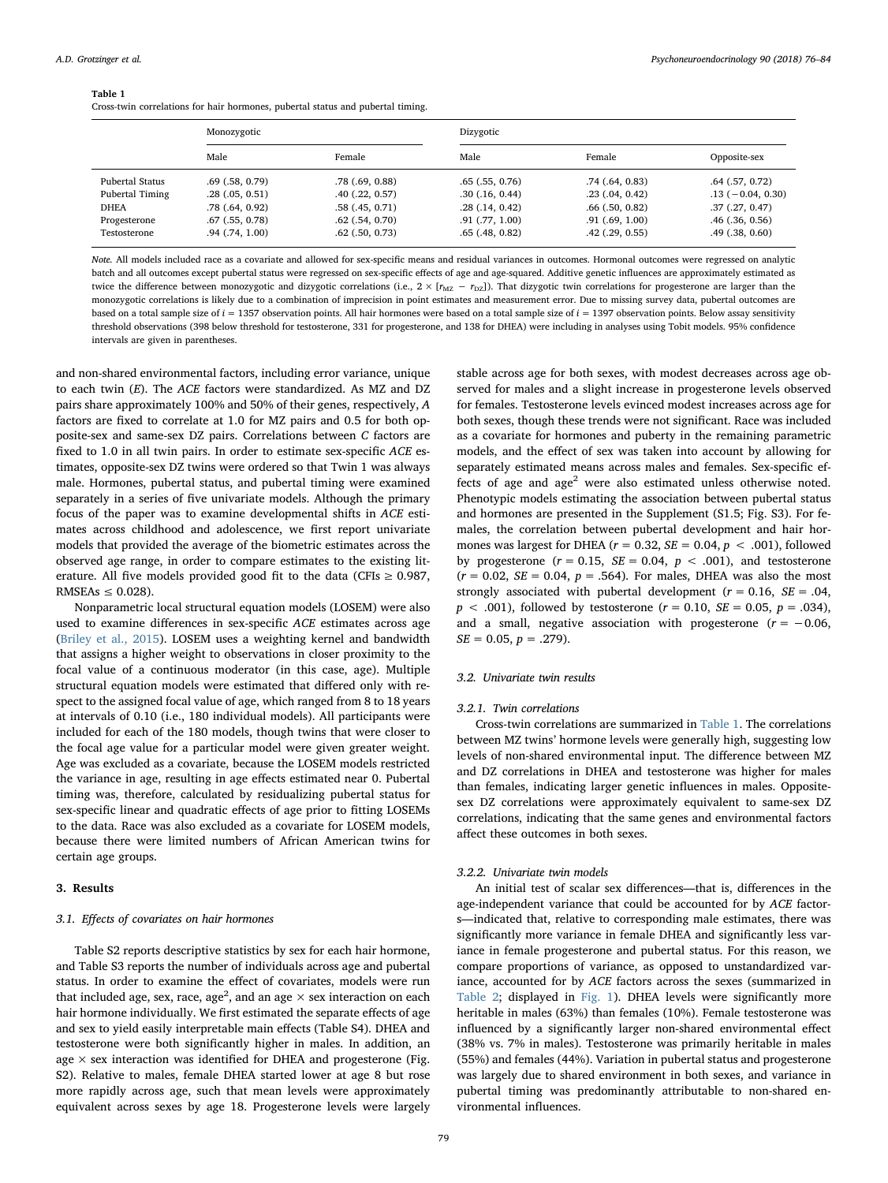**Table 1**
Cross-twin correlations for hair hormones, pubertal status and pubertal timing.

| | Monozygotic | | Dizygotic | | |
|---|---|---|---|---|---|
| | Male | Female | Male | Female | Opposite-sex |
| Pubertal Status | .69 (.58, 0.79) | .78 (.69, 0.88) | .65 (.55, 0.76) | .74 (.64, 0.83) | .64 (.57, 0.72) |
| Pubertal Timing | .28 (.05, 0.51) | .40 (.22, 0.57) | .30 (.16, 0.44) | .23 (.04, 0.42) | .13 (−0.04, 0.30) |
| DHEA | .78 (.64, 0.92) | .58 (.45, 0.71) | .28 (.14, 0.42) | .66 (.50, 0.82) | .37 (.27, 0.47) |
| Progesterone | .67 (.55, 0.78) | .62 (.54, 0.70) | .91 (.77, 1.00) | .91 (.69, 1.00) | .46 (.36, 0.56) |
| Testosterone | .94 (.74, 1.00) | .62 (.50, 0.73) | .65 (.48, 0.82) | .42 (.29, 0.55) | .49 (.38, 0.60) |

*Note.* All models included race as a covariate and allowed for sex-specific means and residual variances in outcomes. Hormonal outcomes were regressed on analytic batch and all outcomes except pubertal status were regressed on sex-specific effects of age and age-squared. Additive genetic influences are approximately estimated as twice the difference between monozygotic and dizygotic correlations (i.e., $2 \times [r_{MZ} - r_{DZ}]$). That dizygotic twin correlations for progesterone are larger than the monozygotic correlations is likely due to a combination of imprecision in point estimates and measurement error. Due to missing survey data, pubertal outcomes are based on a total sample size of $i = 1357$ observation points. All hair hormones were based on a total sample size of $i = 1397$ observation points. Below assay sensitivity threshold observations (398 below threshold for testosterone, 331 for progesterone, and 138 for DHEA) were including in analyses using Tobit models. 95% confidence intervals are given in parentheses.

and non-shared environmental factors, including error variance, unique to each twin (*E*). The *ACE* factors were standardized. As MZ and DZ pairs share approximately 100% and 50% of their genes, respectively, *A* factors are fixed to correlate at 1.0 for MZ pairs and 0.5 for both opposite-sex and same-sex DZ pairs. Correlations between *C* factors are fixed to 1.0 in all twin pairs. In order to estimate sex-specific *ACE* estimates, opposite-sex DZ twins were ordered so that Twin 1 was always male. Hormones, pubertal status, and pubertal timing were examined separately in a series of five univariate models. Although the primary focus of the paper was to examine developmental shifts in *ACE* estimates across childhood and adolescence, we first report univariate models that provided the average of the biometric estimates across the observed age range, in order to compare estimates to the existing literature. All five models provided good fit to the data (CFIs ≥ 0.987, RMSEAs ≤ 0.028).

Nonparametric local structural equation models (LOSEM) were also used to examine differences in sex-specific *ACE* estimates across age (Briley et al., 2015). LOSEM uses a weighting kernel and bandwidth that assigns a higher weight to observations in closer proximity to the focal value of a continuous moderator (in this case, age). Multiple structural equation models were estimated that differed only with respect to the assigned focal value of age, which ranged from 8 to 18 years at intervals of 0.10 (i.e., 180 individual models). All participants were included for each of the 180 models, though twins that were closer to the focal age value for a particular model were given greater weight. Age was excluded as a covariate, because the LOSEM models restricted the variance in age, resulting in age effects estimated near 0. Pubertal timing was, therefore, calculated by residualizing pubertal status for sex-specific linear and quadratic effects of age prior to fitting LOSEMs to the data. Race was also excluded as a covariate for LOSEM models, because there were limited numbers of African American twins for certain age groups.

## 3. Results

### 3.1. Effects of covariates on hair hormones

Table S2 reports descriptive statistics by sex for each hair hormone, and Table S3 reports the number of individuals across age and pubertal status. In order to examine the effect of covariates, models were run that included age, sex, race, age$^2$, and an age × sex interaction on each hair hormone individually. We first estimated the separate effects of age and sex to yield easily interpretable main effects (Table S4). DHEA and testosterone were both significantly higher in males. In addition, an age × sex interaction was identified for DHEA and progesterone (Fig. S2). Relative to males, female DHEA started lower at age 8 but rose more rapidly across age, such that mean levels were approximately equivalent across sexes by age 18. Progesterone levels were largely stable across age for both sexes, with modest decreases across age observed for males and a slight increase in progesterone levels observed for females. Testosterone levels evinced modest increases across age for both sexes, though these trends were not significant. Race was included as a covariate for hormones and puberty in the remaining parametric models, and the effect of sex was taken into account by allowing for separately estimated means across males and females. Sex-specific effects of age and age$^2$ were also estimated unless otherwise noted. Phenotypic models estimating the association between pubertal status and hormones are presented in the Supplement (S1.5; Fig. S3). For females, the correlation between pubertal development and hair hormones was largest for DHEA ($r = 0.32$, $SE = 0.04$, $p < .001$), followed by progesterone ($r = 0.15$, $SE = 0.04$, $p < .001$), and testosterone ($r = 0.02$, $SE = 0.04$, $p = .564$). For males, DHEA was also the most strongly associated with pubertal development ($r = 0.16$, $SE = .04$, $p < .001$), followed by testosterone ($r = 0.10$, $SE = 0.05$, $p = .034$), and a small, negative association with progesterone ($r = -0.06$, $SE = 0.05$, $p = .279$).

### 3.2. Univariate twin results

#### 3.2.1. Twin correlations

Cross-twin correlations are summarized in Table 1. The correlations between MZ twins' hormone levels were generally high, suggesting low levels of non-shared environmental input. The difference between MZ and DZ correlations in DHEA and testosterone was higher for males than females, indicating larger genetic influences in males. Opposite-sex DZ correlations were approximately equivalent to same-sex DZ correlations, indicating that the same genes and environmental factors affect these outcomes in both sexes.

#### 3.2.2. Univariate twin models

An initial test of scalar sex differences—that is, differences in the age-independent variance that could be accounted for by *ACE* factors—indicated that, relative to corresponding male estimates, there was significantly more variance in female DHEA and significantly less variance in female progesterone and pubertal status. For this reason, we compare proportions of variance, as opposed to unstandardized variance, accounted for by *ACE* factors across the sexes (summarized in Table 2; displayed in Fig. 1). DHEA levels were significantly more heritable in males (63%) than females (10%). Female testosterone was influenced by a significantly larger non-shared environmental effect (38% vs. 7% in males). Testosterone was primarily heritable in males (55%) and females (44%). Variation in pubertal status and progesterone was largely due to shared environment in both sexes, and variance in pubertal timing was predominantly attributable to non-shared environmental influences.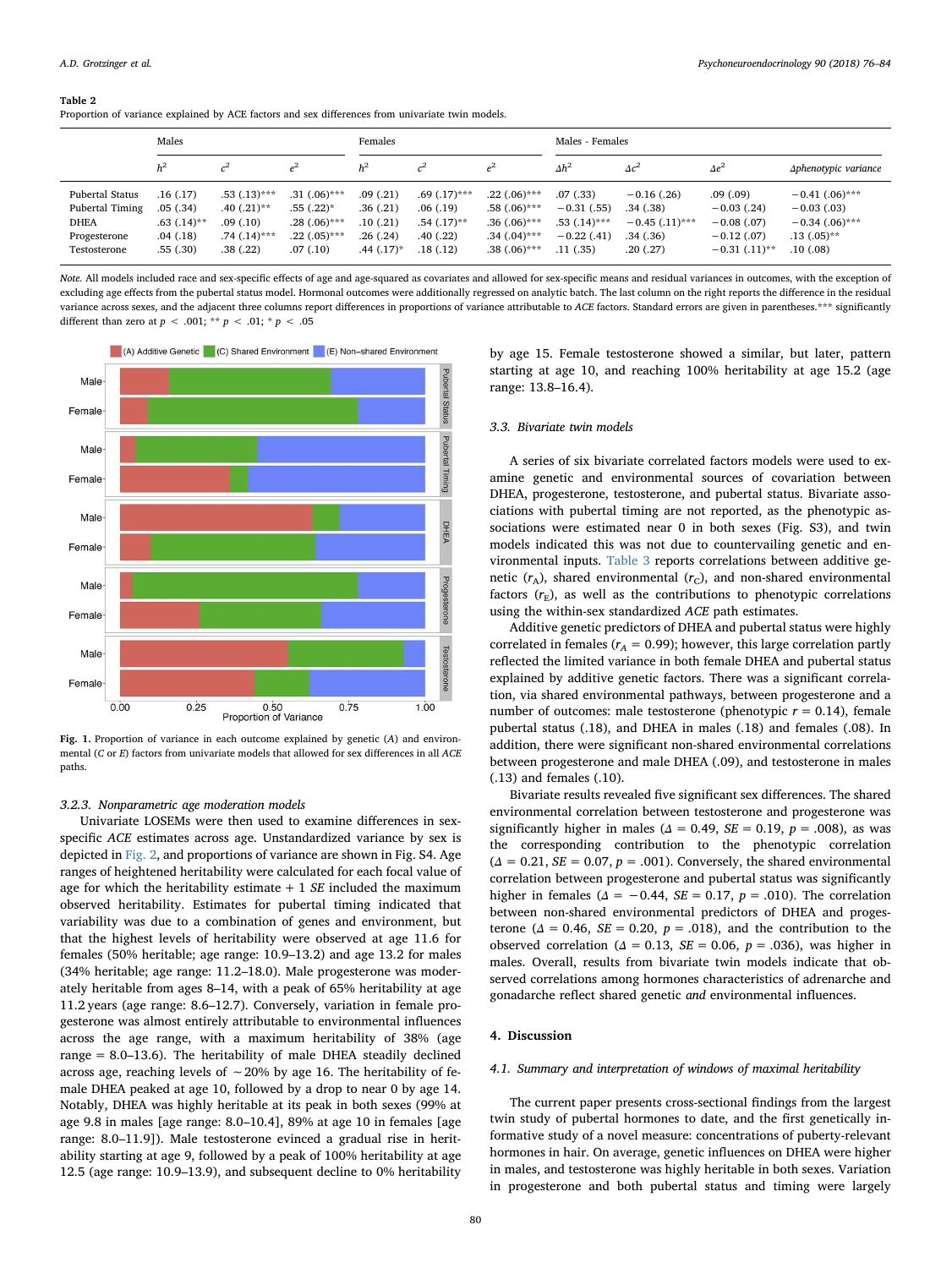**Table 2**
Proportion of variance explained by ACE factors and sex differences from univariate twin models.

| | Males | | | Females | | | Males - Females | | | |
|---|---|---|---|---|---|---|---|---|---|---|
| | $h^2$ | $c^2$ | $e^2$ | $h^2$ | $c^2$ | $e^2$ | $\Delta h^2$ | $\Delta c^2$ | $\Delta e^2$ | *Δphenotypic variance* |
| Pubertal Status | .16 (.17) | .53 (.13)*** | .31 (.06)*** | .09 (.21) | .69 (.17)*** | .22 (.06)*** | .07 (.33) | −0.16 (.26) | .09 (.09) | −0.41 (.06)*** |
| Pubertal Timing | .05 (.34) | .40 (.21)** | .55 (.22)* | .36 (.21) | .06 (.19) | .58 (.06)*** | −0.31 (.55) | .34 (.38) | −0.03 (.24) | −0.03 (.03) |
| DHEA | .63 (.14)** | .09 (.10) | .28 (.06)*** | .10 (.21) | .54 (.17)** | .36 (.06)*** | .53 (.14)*** | −0.45 (.11)*** | −0.08 (.07) | −0.34 (.06)*** |
| Progesterone | .04 (.18) | .74 (.14)*** | .22 (.05)*** | .26 (.24) | .40 (.22) | .34 (.04)*** | −0.22 (.41) | .34 (.36) | −0.12 (.07) | .13 (.05)** |
| Testosterone | .55 (.30) | .38 (.22) | .07 (.10) | .44 (.17)* | .18 (.12) | .38 (.06)*** | .11 (.35) | .20 (.27) | −0.31 (.11)** | .10 (.08) |

*Note.* All models included race and sex-specific effects of age and age-squared as covariates and allowed for sex-specific means and residual variances in outcomes, with the exception of excluding age effects from the pubertal status model. Hormonal outcomes were additionally regressed on analytic batch. The last column on the right reports the difference in the residual variance across sexes, and the adjacent three columns report differences in proportions of variance attributable to *ACE* factors. Standard errors are given in parentheses.*** significantly different than zero at $p < .001$; ** $p < .01$; * $p < .05$

**Fig. 1.** Proportion of variance in each outcome explained by genetic (*A*) and environmental (*C* or *E*) factors from univariate models that allowed for sex differences in all *ACE* paths.

#### 3.2.3. Nonparametric age moderation models

Univariate LOSEMs were then used to examine differences in sex-specific *ACE* estimates across age. Unstandardized variance by sex is depicted in Fig. 2, and proportions of variance are shown in Fig. S4. Age ranges of heightened heritability were calculated for each focal value of age for which the heritability estimate + 1 *SE* included the maximum observed heritability. Estimates for pubertal timing indicated that variability was due to a combination of genes and environment, but that the highest levels of heritability were observed at age 11.6 for females (50% heritable; age range: 10.9–13.2) and age 13.2 for males (34% heritable; age range: 11.2–18.0). Male progesterone was moderately heritable from ages 8–14, with a peak of 65% heritability at age 11.2 years (age range: 8.6–12.7). Conversely, variation in female progesterone was almost entirely attributable to environmental influences across the age range, with a maximum heritability of 38% (age range = 8.0–13.6). The heritability of male DHEA steadily declined across age, reaching levels of ~20% by age 16. The heritability of female DHEA peaked at age 10, followed by a drop to near 0 by age 14. Notably, DHEA was highly heritable at its peak in both sexes (99% at age 9.8 in males [age range: 8.0–10.4], 89% at age 10 in females [age range: 8.0–11.9]). Male testosterone evinced a gradual rise in heritability starting at age 9, followed by a peak of 100% heritability at age 12.5 (age range: 10.9–13.9), and subsequent decline to 0% heritability by age 15. Female testosterone showed a similar, but later, pattern starting at age 10, and reaching 100% heritability at age 15.2 (age range: 13.8–16.4).

### 3.3. Bivariate twin models

A series of six bivariate correlated factors models were used to examine genetic and environmental sources of covariation between DHEA, progesterone, testosterone, and pubertal status. Bivariate associations with pubertal timing are not reported, as the phenotypic associations were estimated near 0 in both sexes (Fig. S3), and twin models indicated this was not due to countervailing genetic and environmental inputs. Table 3 reports correlations between additive genetic ($r_A$), shared environmental ($r_C$), and non-shared environmental factors ($r_E$), as well as the contributions to phenotypic correlations using the within-sex standardized *ACE* path estimates.

Additive genetic predictors of DHEA and pubertal status were highly correlated in females ($r_A = 0.99$); however, this large correlation partly reflected the limited variance in both female DHEA and pubertal status explained by additive genetic factors. There was a significant correlation, via shared environmental pathways, between progesterone and a number of outcomes: male testosterone (phenotypic $r = 0.14$), female pubertal status (.18), and DHEA in males (.18) and females (.08). In addition, there were significant non-shared environmental correlations between progesterone and male DHEA (.09), and testosterone in males (.13) and females (.10).

Bivariate results revealed five significant sex differences. The shared environmental correlation between testosterone and progesterone was significantly higher in males ($\Delta = 0.49$, $SE = 0.19$, $p = .008$), as was the corresponding contribution to the phenotypic correlation ($\Delta = 0.21$, $SE = 0.07$, $p = .001$). Conversely, the shared environmental correlation between progesterone and pubertal status was significantly higher in females ($\Delta = -0.44$, $SE = 0.17$, $p = .010$). The correlation between non-shared environmental predictors of DHEA and progesterone ($\Delta = 0.46$, $SE = 0.20$, $p = .018$), and the contribution to the observed correlation ($\Delta = 0.13$, $SE = 0.06$, $p = .036$), was higher in males. Overall, results from bivariate twin models indicate that observed correlations among hormones characteristics of adrenarche and gonadarche reflect shared genetic *and* environmental influences.

## 4. Discussion

### 4.1. Summary and interpretation of windows of maximal heritability

The current paper presents cross-sectional findings from the largest twin study of pubertal hormones to date, and the first genetically informative study of a novel measure: concentrations of puberty-relevant hormones in hair. On average, genetic influences on DHEA were higher in males, and testosterone was highly heritable in both sexes. Variation in progesterone and both pubertal status and timing were largely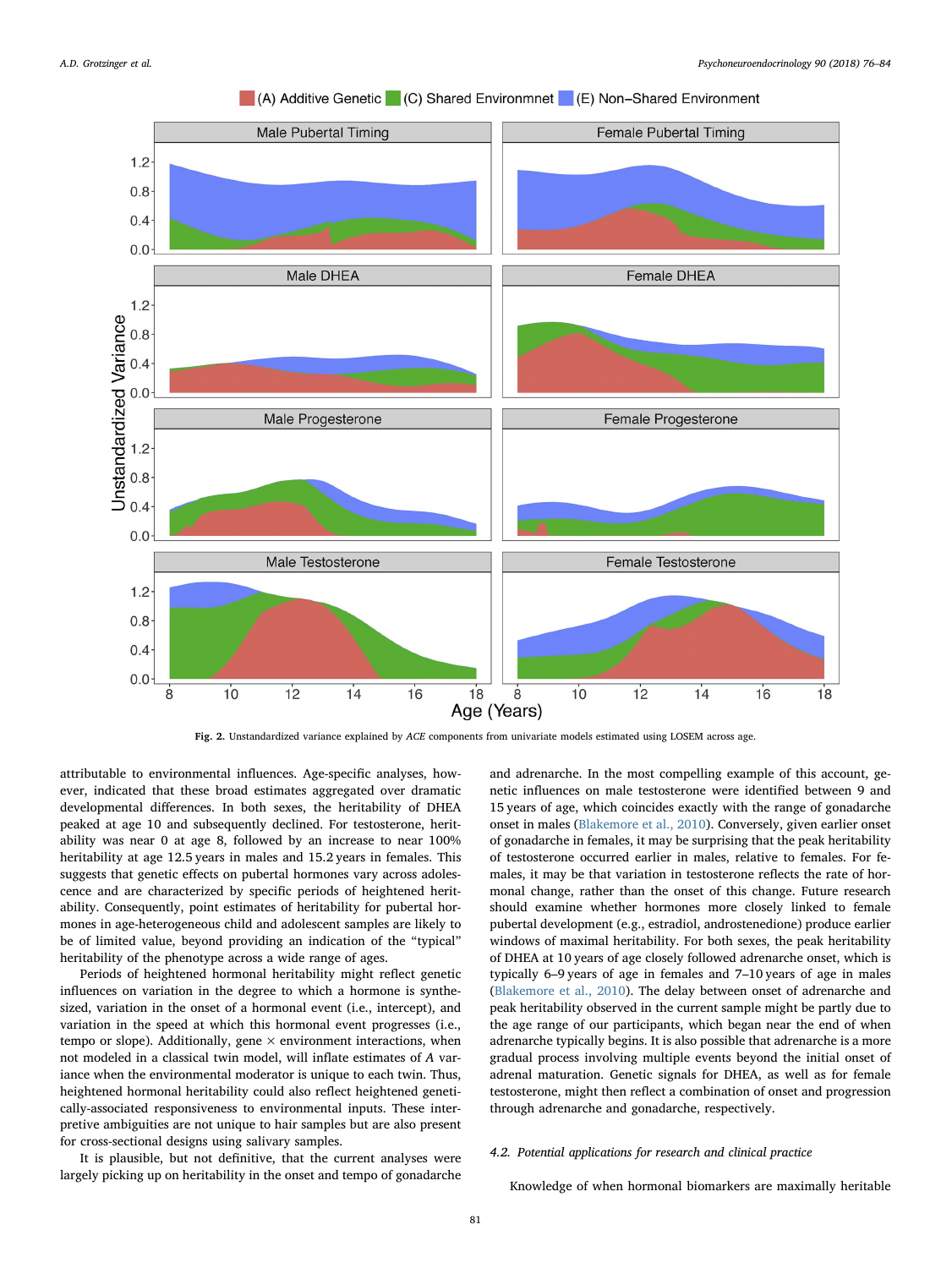Fig. 2. Unstandardized variance explained by *ACE* components from univariate models estimated using LOSEM across age.

attributable to environmental influences. Age-specific analyses, however, indicated that these broad estimates aggregated over dramatic developmental differences. In both sexes, the heritability of DHEA peaked at age 10 and subsequently declined. For testosterone, heritability was near 0 at age 8, followed by an increase to near 100% heritability at age 12.5 years in males and 15.2 years in females. This suggests that genetic effects on pubertal hormones vary across adolescence and are characterized by specific periods of heightened heritability. Consequently, point estimates of heritability for pubertal hormones in age-heterogeneous child and adolescent samples are likely to be of limited value, beyond providing an indication of the "typical" heritability of the phenotype across a wide range of ages.

Periods of heightened hormonal heritability might reflect genetic influences on variation in the degree to which a hormone is synthesized, variation in the onset of a hormonal event (i.e., intercept), and variation in the speed at which this hormonal event progresses (i.e., tempo or slope). Additionally, gene × environment interactions, when not modeled in a classical twin model, will inflate estimates of *A* variance when the environmental moderator is unique to each twin. Thus, heightened hormonal heritability could also reflect heightened genetically-associated responsiveness to environmental inputs. These interpretive ambiguities are not unique to hair samples but are also present for cross-sectional designs using salivary samples.

It is plausible, but not definitive, that the current analyses were largely picking up on heritability in the onset and tempo of gonadarche and adrenarche. In the most compelling example of this account, genetic influences on male testosterone were identified between 9 and 15 years of age, which coincides exactly with the range of gonadarche onset in males (Blakemore et al., 2010). Conversely, given earlier onset of gonadarche in females, it may be surprising that the peak heritability of testosterone occurred earlier in males, relative to females. For females, it may be that variation in testosterone reflects the rate of hormonal change, rather than the onset of this change. Future research should examine whether hormones more closely linked to female pubertal development (e.g., estradiol, androstenedione) produce earlier windows of maximal heritability. For both sexes, the peak heritability of DHEA at 10 years of age closely followed adrenarche onset, which is typically 6–9 years of age in females and 7–10 years of age in males (Blakemore et al., 2010). The delay between onset of adrenarche and peak heritability observed in the current sample might be partly due to the age range of our participants, which began near the end of when adrenarche typically begins. It is also possible that adrenarche is a more gradual process involving multiple events beyond the initial onset of adrenal maturation. Genetic signals for DHEA, as well as for female testosterone, might then reflect a combination of onset and progression through adrenarche and gonadarche, respectively.

### 4.2. Potential applications for research and clinical practice

Knowledge of when hormonal biomarkers are maximally heritable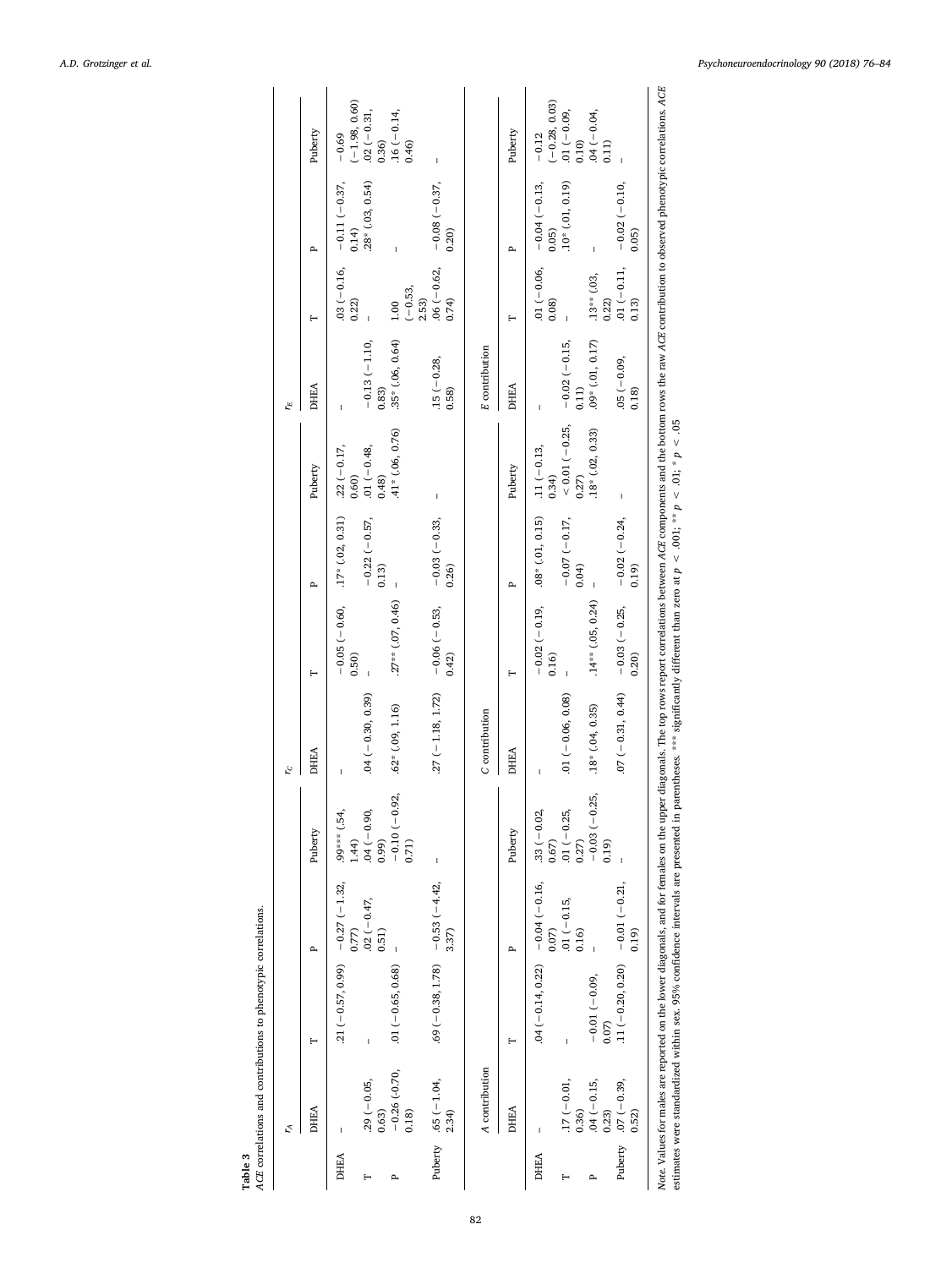**Table 3**
*ACE* correlations and contributions to phenotypic correlations.

| | $r_A$ | | | | $r_C$ | | | | $r_E$ | | | |
|---|---|---|---|---|---|---|---|---|---|---|---|---|
| | DHEA | T | P | Puberty | DHEA | T | P | Puberty | DHEA | T | P | Puberty |
| DHEA | – | .21 (−0.57, 0.99) | −0.27 (−1.32, 0.77) | .99*** (.54, 1.44) | – | −0.05 (−0.60, 0.50) | .17* (.02, 0.31) | .22 (−0.17, 0.60) | – | .03 (−0.16, 0.22) | −0.11 (−0.37, 0.14) | −0.69 (−1.98, 0.60) |
| T | .29 (−0.05, 0.63) | – | .02 (−0.47, 0.51) | .04 (−0.90, 0.99) | .04 (−0.30, 0.39) | – | −0.22 (−0.57, 0.13) | .01 (−0.48, 0.48) | −0.13 (−1.10, 0.83) | – | .28* (.03, 0.54) | .02 (−0.31, 0.36) |
| P | −0.26 (-0.70, 0.18) | .01 (−0.65, 0.68) | – | −0.10 (−0.92, 0.71) | .62* (.09, 1.16) | .27** (.07, 0.46) | – | .41* (.06, 0.76) | .35* (.06, 0.64) | 1.00 (−0.53, 2.53) | – | .16 (−0.14, 0.46) |
| Puberty | .65 (−1.04, 2.34) | .69 (−0.38, 1.78) | −0.53 (−4.42, 3.37) | – | .27 (−1.18, 1.72) | −0.06 (−0.53, 0.42) | −0.03 (−0.33, 0.26) | – | .15 (−0.28, 0.58) | .06 (−0.62, 0.74) | −0.08 (−0.37, 0.20) | – |
| | *A* contribution | | | | *C* contribution | | | | *E* contribution | | | |
| | DHEA | T | P | Puberty | DHEA | T | P | Puberty | DHEA | T | P | Puberty |
| DHEA | – | .04 (−0.14, 0.22) | −0.04 (−0.16, 0.07) | .33 (−0.02, 0.67) | – | −0.02 (−0.19, 0.16) | .08* (.01, 0.15) | .11 (−0.13, 0.34) | – | .01 (−0.06, 0.08) | −0.04 (−0.13, 0.05) | −0.12 (−0.28, 0.03) |
| T | .17 (−0.01, 0.36) | – | .01 (−0.15, 0.16) | .01 (−0.25, 0.27) | .01 (−0.06, 0.08) | – | −0.07 (−0.17, 0.04) | < 0.01 (−0.25, 0.27) | −0.02 (−0.15, 0.11) | – | .10* (.01, 0.19) | .01 (−0.09, 0.10) |
| P | .04 (−0.15, 0.23) | −0.01 (−0.09, 0.07) | – | −0.03 (−0.25, 0.19) | .18* (.04, 0.35) | .14** (.05, 0.24) | – | .18* (.02, 0.33) | .09* (.01, 0.17) | .13** (.03, 0.22) | – | .04 (−0.04, 0.11) |
| Puberty | .07 (−0.39, 0.52) | .11 (−0.20, 0.20) | −0.01 (−0.21, 0.19) | – | .07 (−0.31, 0.44) | −0.03 (−0.25, 0.20) | −0.02 (−0.24, 0.19) | – | .05 (−0.09, 0.18) | .01 (−0.11, 0.13) | −0.02 (−0.10, 0.05) | – |

*Note.* Values for males are reported on the lower diagonals, and for females on the upper diagonals. The top rows report correlations between *ACE* components and the bottom rows the raw *ACE* contribution to observed phenotypic correlations. *ACE* estimates were standardized within sex. 95% confidence intervals are presented in parentheses. *** significantly different than zero at $p < .001$; ** $p < .01$; * $p < .05$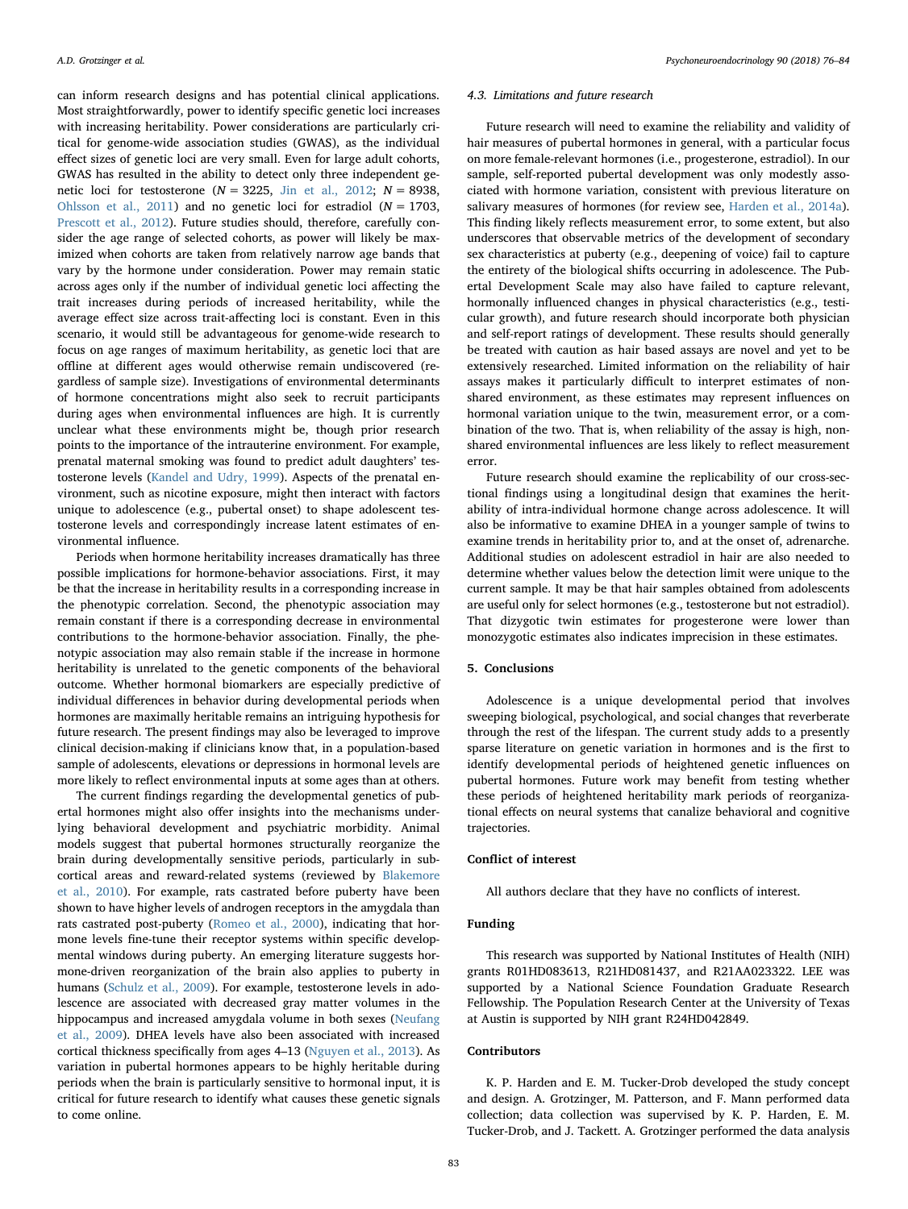can inform research designs and has potential clinical applications. Most straightforwardly, power to identify specific genetic loci increases with increasing heritability. Power considerations are particularly critical for genome-wide association studies (GWAS), as the individual effect sizes of genetic loci are very small. Even for large adult cohorts, GWAS has resulted in the ability to detect only three independent genetic loci for testosterone ($N$ = 3225, Jin et al., 2012; $N$ = 8938, Ohlsson et al., 2011) and no genetic loci for estradiol ($N$ = 1703, Prescott et al., 2012). Future studies should, therefore, carefully consider the age range of selected cohorts, as power will likely be maximized when cohorts are taken from relatively narrow age bands that vary by the hormone under consideration. Power may remain static across ages only if the number of individual genetic loci affecting the trait increases during periods of increased heritability, while the average effect size across trait-affecting loci is constant. Even in this scenario, it would still be advantageous for genome-wide research to focus on age ranges of maximum heritability, as genetic loci that are offline at different ages would otherwise remain undiscovered (regardless of sample size). Investigations of environmental determinants of hormone concentrations might also seek to recruit participants during ages when environmental influences are high. It is currently unclear what these environments might be, though prior research points to the importance of the intrauterine environment. For example, prenatal maternal smoking was found to predict adult daughters' testosterone levels (Kandel and Udry, 1999). Aspects of the prenatal environment, such as nicotine exposure, might then interact with factors unique to adolescence (e.g., pubertal onset) to shape adolescent testosterone levels and correspondingly increase latent estimates of environmental influence.

Periods when hormone heritability increases dramatically has three possible implications for hormone-behavior associations. First, it may be that the increase in heritability results in a corresponding increase in the phenotypic correlation. Second, the phenotypic association may remain constant if there is a corresponding decrease in environmental contributions to the hormone-behavior association. Finally, the phenotypic association may also remain stable if the increase in hormone heritability is unrelated to the genetic components of the behavioral outcome. Whether hormonal biomarkers are especially predictive of individual differences in behavior during developmental periods when hormones are maximally heritable remains an intriguing hypothesis for future research. The present findings may also be leveraged to improve clinical decision-making if clinicians know that, in a population-based sample of adolescents, elevations or depressions in hormonal levels are more likely to reflect environmental inputs at some ages than at others.

The current findings regarding the developmental genetics of pubertal hormones might also offer insights into the mechanisms underlying behavioral development and psychiatric morbidity. Animal models suggest that pubertal hormones structurally reorganize the brain during developmentally sensitive periods, particularly in subcortical areas and reward-related systems (reviewed by Blakemore et al., 2010). For example, rats castrated before puberty have been shown to have higher levels of androgen receptors in the amygdala than rats castrated post-puberty (Romeo et al., 2000), indicating that hormone levels fine-tune their receptor systems within specific developmental windows during puberty. An emerging literature suggests hormone-driven reorganization of the brain also applies to puberty in humans (Schulz et al., 2009). For example, testosterone levels in adolescence are associated with decreased gray matter volumes in the hippocampus and increased amygdala volume in both sexes (Neufang et al., 2009). DHEA levels have also been associated with increased cortical thickness specifically from ages 4–13 (Nguyen et al., 2013). As variation in pubertal hormones appears to be highly heritable during periods when the brain is particularly sensitive to hormonal input, it is critical for future research to identify what causes these genetic signals to come online.

### 4.3. Limitations and future research

Future research will need to examine the reliability and validity of hair measures of pubertal hormones in general, with a particular focus on more female-relevant hormones (i.e., progesterone, estradiol). In our sample, self-reported pubertal development was only modestly associated with hormone variation, consistent with previous literature on salivary measures of hormones (for review see, Harden et al., 2014a). This finding likely reflects measurement error, to some extent, but also underscores that observable metrics of the development of secondary sex characteristics at puberty (e.g., deepening of voice) fail to capture the entirety of the biological shifts occurring in adolescence. The Pubertal Development Scale may also have failed to capture relevant, hormonally influenced changes in physical characteristics (e.g., testicular growth), and future research should incorporate both physician and self-report ratings of development. These results should generally be treated with caution as hair based assays are novel and yet to be extensively researched. Limited information on the reliability of hair assays makes it particularly difficult to interpret estimates of non-shared environment, as these estimates may represent influences on hormonal variation unique to the twin, measurement error, or a combination of the two. That is, when reliability of the assay is high, non-shared environmental influences are less likely to reflect measurement error.

Future research should examine the replicability of our cross-sectional findings using a longitudinal design that examines the heritability of intra-individual hormone change across adolescence. It will also be informative to examine DHEA in a younger sample of twins to examine trends in heritability prior to, and at the onset of, adrenarche. Additional studies on adolescent estradiol in hair are also needed to determine whether values below the detection limit were unique to the current sample. It may be that hair samples obtained from adolescents are useful only for select hormones (e.g., testosterone but not estradiol). That dizygotic twin estimates for progesterone were lower than monozygotic estimates also indicates imprecision in these estimates.

## 5. Conclusions

Adolescence is a unique developmental period that involves sweeping biological, psychological, and social changes that reverberate through the rest of the lifespan. The current study adds to a presently sparse literature on genetic variation in hormones and is the first to identify developmental periods of heightened genetic influences on pubertal hormones. Future work may benefit from testing whether these periods of heightened heritability mark periods of reorganizational effects on neural systems that canalize behavioral and cognitive trajectories.

## Conflict of interest

All authors declare that they have no conflicts of interest.

## Funding

This research was supported by National Institutes of Health (NIH) grants R01HD083613, R21HD081437, and R21AA023322. LEE was supported by a National Science Foundation Graduate Research Fellowship. The Population Research Center at the University of Texas at Austin is supported by NIH grant R24HD042849.

## Contributors

K. P. Harden and E. M. Tucker-Drob developed the study concept and design. A. Grotzinger, M. Patterson, and F. Mann performed data collection; data collection was supervised by K. P. Harden, E. M. Tucker-Drob, and J. Tackett. A. Grotzinger performed the data analysis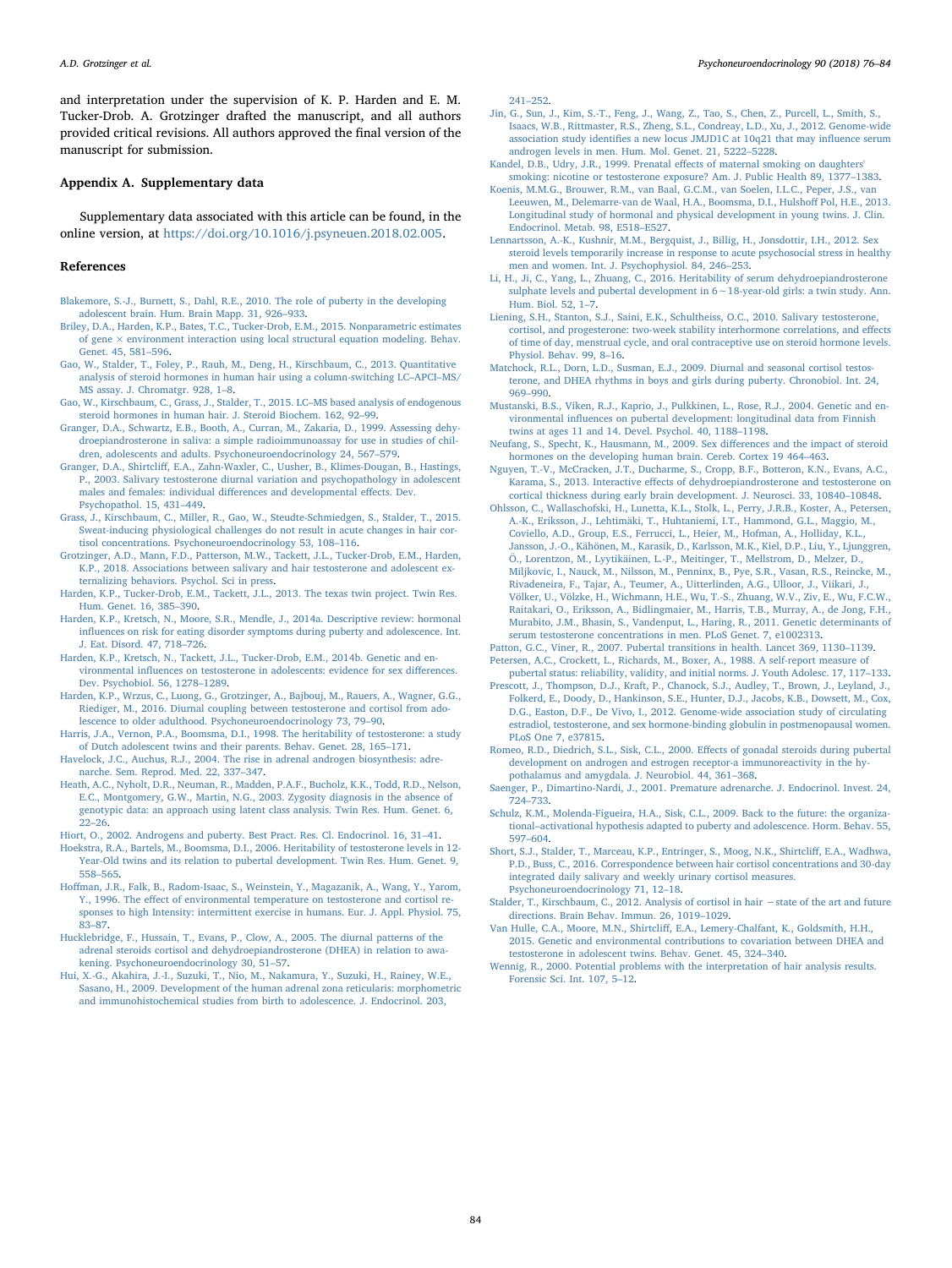and interpretation under the supervision of K. P. Harden and E. M. Tucker-Drob. A. Grotzinger drafted the manuscript, and all authors provided critical revisions. All authors approved the final version of the manuscript for submission.

## Appendix A. Supplementary data

Supplementary data associated with this article can be found, in the online version, at https://doi.org/10.1016/j.psyneuen.2018.02.005.

## References

Blakemore, S.-J., Burnett, S., Dahl, R.E., 2010. The role of puberty in the developing adolescent brain. Hum. Brain Mapp. 31, 926–933.

Briley, D.A., Harden, K.P., Bates, T.C., Tucker-Drob, E.M., 2015. Nonparametric estimates of gene × environment interaction using local structural equation modeling. Behav. Genet. 45, 581–596.

Gao, W., Stalder, T., Foley, P., Rauh, M., Deng, H., Kirschbaum, C., 2013. Quantitative analysis of steroid hormones in human hair using a column-switching LC–APCI–MS/MS assay. J. Chromatgr. 928, 1–8.

Gao, W., Kirschbaum, C., Grass, J., Stalder, T., 2015. LC–MS based analysis of endogenous steroid hormones in human hair. J. Steroid Biochem. 162, 92–99.

Granger, D.A., Schwartz, E.B., Booth, A., Curran, M., Zakaria, D., 1999. Assessing dehydroepiandrosterone in saliva: a simple radioimmunoassay for use in studies of children, adolescents and adults. Psychoneuroendocrinology 24, 567–579.

Granger, D.A., Shirtcliff, E.A., Zahn-Waxler, C., Usher, B., Klimes-Dougan, B., Hastings, P., 2003. Salivary testosterone diurnal variation and psychopathology in adolescent males and females: individual differences and developmental effects. Dev. Psychopathol. 15, 431–449.

Grass, J., Kirschbaum, C., Miller, R., Gao, W., Steudte-Schmiedgen, S., Stalder, T., 2015. Sweat-inducing physiological challenges do not result in acute changes in hair cortisol concentrations. Psychoneuroendocrinology 53, 108–116.

Grotzinger, A.D., Mann, F.D., Patterson, M.W., Tackett, J.L., Tucker-Drob, E.M., Harden, K.P., 2018. Associations between salivary and hair testosterone and adolescent externalizing behaviors. Psychol. Sci in press.

Harden, K.P., Tucker-Drob, E.M., Tackett, J.L., 2013. The texas twin project. Twin Res. Hum. Genet. 16, 385–390.

Harden, K.P., Kretsch, N., Moore, S.R., Mendle, J., 2014a. Descriptive review: hormonal influences on risk for eating disorder symptoms during puberty and adolescence. Int. J. Eat. Disord. 47, 718–726.

Harden, K.P., Kretsch, N., Tackett, J.L., Tucker-Drob, E.M., 2014b. Genetic and environmental influences on testosterone in adolescents: evidence for sex differences. Dev. Psychobiol. 56, 1278–1289.

Harden, K.P., Wrzus, C., Luong, G., Grotzinger, A., Bajbouj, M., Rauers, A., Wagner, G.G., Riediger, M., 2016. Diurnal coupling between testosterone and cortisol from adolescence to older adulthood. Psychoneuroendocrinology 73, 79–90.

Harris, J.A., Vernon, P.A., Boomsma, D.I., 1998. The heritability of testosterone: a study of Dutch adolescent twins and their parents. Behav. Genet. 28, 165–171.

Havelock, J.C., Auchus, R.J., 2004. The rise in adrenal androgen biosynthesis: adrenarche. Sem. Reprod. Med. 22, 337–347.

Heath, A.C., Nyholt, D.R., Neuman, R., Madden, P.A.F., Bucholz, K.K., Todd, R.D., Nelson, E.C., Montgomery, G.W., Martin, N.G., 2003. Zygosity diagnosis in the absence of genotypic data: an approach using latent class analysis. Twin Res. Hum. Genet. 6, 22–26.

Hiort, O., 2002. Androgens and puberty. Best Pract. Res. Cl. Endocrinol. 16, 31–41.

Hoekstra, R.A., Bartels, M., Boomsma, D.I., 2006. Heritability of testosterone levels in 12-Year-Old twins and its relation to pubertal development. Twin Res. Hum. Genet. 9, 558–565.

Hoffman, J.R., Falk, B., Radom-Isaac, S., Weinstein, Y., Magazanik, A., Wang, Y., Yarom, Y., 1996. The effect of environmental temperature on testosterone and cortisol responses to high Intensity: intermittent exercise in humans. Eur. J. Appl. Physiol. 75, 83–87.

Hucklebridge, F., Hussain, T., Evans, P., Clow, A., 2005. The diurnal patterns of the adrenal steroids cortisol and dehydroepiandrosterone (DHEA) in relation to awakening. Psychoneuroendocrinology 30, 51–57.

Hui, X.-G., Akahira, J.-I., Suzuki, T., Nio, M., Nakamura, Y., Suzuki, H., Rainey, W.E., Sasano, H., 2009. Development of the human adrenal zona reticularis: morphometric and immunohistochemical studies from birth to adolescence. J. Endocrinol. 203, 241–252.

Jin, G., Sun, J., Kim, S.-T., Feng, J., Wang, Z., Tao, S., Chen, Z., Purcell, L., Smith, S., Isaacs, W.B., Rittmaster, R.S., Zheng, S.L., Condreay, L.D., Xu, J., 2012. Genome-wide association study identifies a new locus JMJD1C at 10q21 that may influence serum androgen levels in men. Hum. Mol. Genet. 21, 5222–5228.

Kandel, D.B., Udry, J.R., 1999. Prenatal effects of maternal smoking on daughters' smoking: nicotine or testosterone exposure? Am. J. Public Health 89, 1377–1383.

Koenis, M.M.G., Brouwer, R.M., van Baal, G.C.M., van Soelen, I.L.C., Peper, J.S., van Leeuwen, M., Delemarre-van de Waal, H.A., Boomsma, D.I., Hulshoff Pol, H.E., 2013. Longitudinal study of hormonal and physical development in young twins. J. Clin. Endocrinol. Metab. 98, E518–E527.

Lennartsson, A.-K., Kushnir, M.M., Bergquist, J., Billig, H., Jonsdottir, I.H., 2012. Sex steroid levels temporarily increase in response to acute psychosocial stress in healthy men and women. Int. J. Psychophysiol. 84, 246–253.

Li, H., Ji, C., Yang, L., Zhuang, C., 2016. Heritability of serum dehydroepiandrosterone sulphate levels and pubertal development in 6 – 18-year-old girls: a twin study. Ann. Hum. Biol. 52, 1–7.

Liening, S.H., Stanton, S.J., Saini, E.K., Schultheiss, O.C., 2010. Salivary testosterone, cortisol, and progesterone: two-week stability interhormone correlations, and effects of time of day, menstrual cycle, and oral contraceptive use on steroid hormone levels. Physiol. Behav. 99, 8–16.

Matchock, R.L., Dorn, L.D., Susman, E.J., 2009. Diurnal and seasonal cortisol testosterone, and DHEA rhythms in boys and girls during puberty. Chronobiol. Int. 24, 969–990.

Mustanski, B.S., Viken, R.J., Kaprio, J., Pulkkinen, L., Rose, R.J., 2004. Genetic and environmental influences on pubertal development: longitudinal data from Finnish twins at ages 11 and 14. Devel. Psychol. 40, 1188–1198.

Neufang, S., Specht, K., Hausmann, M., 2009. Sex differences and the impact of steroid hormones on the developing human brain. Cereb. Cortex 19 464–463.

Nguyen, T.-V., McCracken, J.T., Ducharme, S., Cropp, B.F., Botteron, K.N., Evans, A.C., Karama, S., 2013. Interactive effects of dehydroepiandrosterone and testosterone on cortical thickness during early brain development. J. Neurosci. 33, 10840–10848.

Ohlsson, C., Wallaschofski, H., Lunetta, K.L., Stolk, L., Perry, J.R.B., Koster, A., Petersen, A.-K., Eriksson, J., Lehtimäki, T., Huhtaniemi, I.T., Hammond, G.L., Maggio, M., Coviello, A.D., Group, E.S., Ferrucci, L., Heier, M., Hofman, A., Holliday, K.L., Jansson, J.-O., Kähönen, M., Karasik, D., Karlsson, M.K., Kiel, D.P., Liu, Y., Ljunggren, Ö., Lorentzon, M., Lyytikäinen, L.-P., Meitinger, T., Mellstrom, D., Melzer, D., Miljkovic, I., Nauck, M., Nilsson, M., Penninx, B., Pye, S.R., Vasan, R.S., Reincke, M., Rivadeneira, F., Tajar, A., Teumer, A., Uitterlinden, A.G., Ulloor, J., Viikari, J., Völker, U., Völzke, H., Wichmann, H.E., Wu, T.-S., Zhuang, W.V., Ziv, E., Wu, F.C.W., Raitakari, O., Eriksson, A., Bidlingmaier, M., Harris, T.B., Murray, A., de Jong, F.H., Murabito, J.M., Bhasin, S., Vandenput, L., Haring, R., 2011. Genetic determinants of serum testosterone concentrations in men. PLoS Genet. 7, e1002313.

Patton, G.C., Viner, R., 2007. Pubertal transitions in health. Lancet 369, 1130–1139.

Petersen, A.C., Crockett, L., Richards, M., Boxer, A., 1988. A self-report measure of pubertal status: reliability, validity, and initial norms. J. Youth Adolesc. 17, 117–133.

Prescott, J., Thompson, D.J., Kraft, P., Chanock, S.J., Audley, T., Brown, J., Leyland, J., Folkerd, E., Doody, D., Hankinson, S.E., Hunter, D.J., Jacobs, K.B., Dowsett, M., Cox, D.G., Easton, D.F., De Vivo, I., 2012. Genome-wide association study of circulating estradiol, testosterone, and sex hormone-binding globulin in postmenopausal women. PLoS One 7, e37815.

Romeo, R.D., Diedrich, S.L., Sisk, C.L., 2000. Effects of gonadal steroids during pubertal development on androgen and estrogen receptor-a immunoreactivity in the hypothalamus and amygdala. J. Neurobiol. 44, 361–368.

Saenger, P., Dimartino-Nardi, J., 2001. Premature adrenarche. J. Endocrinol. Invest. 24, 724–733.

Schulz, K.M., Molenda-Figueira, H.A., Sisk, C.L., 2009. Back to the future: the organizational–activational hypothesis adapted to puberty and adolescence. Horm. Behav. 55, 597–604.

Short, S.J., Stalder, T., Marceau, K.P., Entringer, S., Moog, N.K., Shirtcliff, E.A., Wadhwa, P.D., Buss, C., 2016. Correspondence between hair cortisol concentrations and 30-day integrated daily salivary and weekly urinary cortisol measures. Psychoneuroendocrinology 71, 12–18.

Stalder, T., Kirschbaum, C., 2012. Analysis of cortisol in hair – state of the art and future directions. Brain Behav. Immun. 26, 1019–1029.

Van Hulle, C.A., Moore, M.N., Shirtcliff, E.A., Lemery-Chalfant, K., Goldsmith, H.H., 2015. Genetic and environmental contributions to covariation between DHEA and testosterone in adolescent twins. Behav. Genet. 45, 324–340.

Wennig, R., 2000. Potential problems with the interpretation of hair analysis results. Forensic Sci. Int. 107, 5–12.